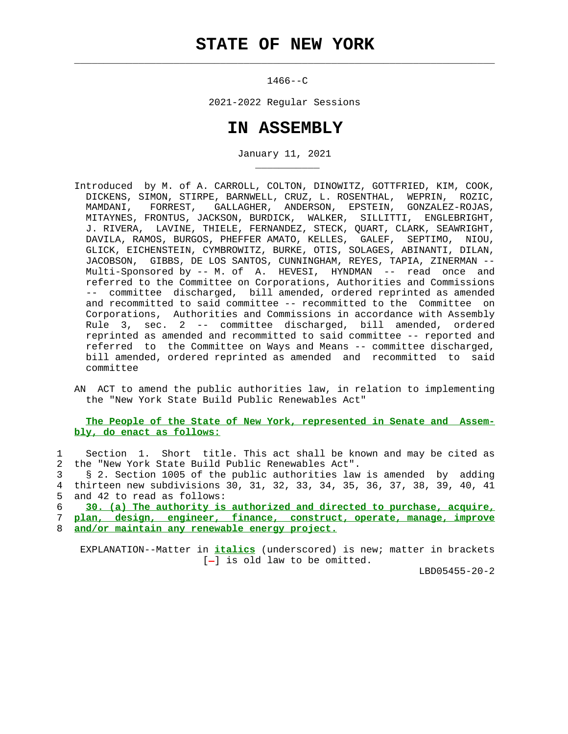# STATE OF NEW YORK

1466--C

2021-2022 Regular Sessions

# IN ASSEMBLY

January 11, 2021

Introduced by M. of A. CARROLL, COLTON, DINOWITZ, GOTTFRIED, KIM, COOK, DICKENS, SIMON, STIRPE, BARNWELL, CRUZ, L. ROSENTHAL, WEPRIN, ROZIC, MAMDANI, FORREST, GALLAGHER, ANDERSON, EPSTEIN, GONZALEZ-ROJAS, MITAYNES, FRONTUS, JACKSON, BURDICK, WALKER, SILLITTI, ENGLEBRIGHT, J. RIVERA, LAVINE, THIELE, FERNANDEZ, STECK, QUART, CLARK, SEAWRIGHT, DAVILA, RAMOS, BURGOS, PHEFFER AMATO, KELLES, GALEF, SEPTIMO, NIOU, GLICK, EICHENSTEIN, CYMBROWITZ, BURKE, OTIS, SOLAGES, ABINANTI, DILAN, JACOBSON, GIBBS, DE LOS SANTOS, CUNNINGHAM, REYES, TAPIA, ZINERMAN -- Multi-Sponsored by -- M. of A. HEVESI, HYNDMAN -- read once and referred to the Committee on Corporations, Authorities and Commissions -- committee discharged, bill amended, ordered reprinted as amended and recommitted to said committee -- recommitted to the Committee on Corporations, Authorities and Commissions in accordance with Assembly Rule 3, sec. 2 -- committee discharged, bill amended, ordered reprinted as amended and recommitted to said committee -- reported and referred to the Committee on Ways and Means -- committee discharged, bill amended, ordered reprinted as amended and recommitted to said committee

AN ACT to amend the public authorities law, in relation to implementing the "New York State Build Public Renewables Act"

**The People of the State of New York, represented in Senate and Assembly, do enact as follows:**

1 Section 1. Short title. This act shall be known and may be cited as
2 the "New York State Build Public Renewables Act".
3 § 2. Section 1005 of the public authorities law is amended by adding
4 thirteen new subdivisions 30, 31, 32, 33, 34, 35, 36, 37, 38, 39, 40, 41
5 and 42 to read as follows:
6 30. (a) The authority is authorized and directed to purchase, acquire,
7 plan, design, engineer, finance, construct, operate, manage, improve
8 and/or maintain any renewable energy project.

EXPLANATION--Matter in *italics* (underscored) is new; matter in brackets [-] is old law to be omitted.

LBD05455-20-2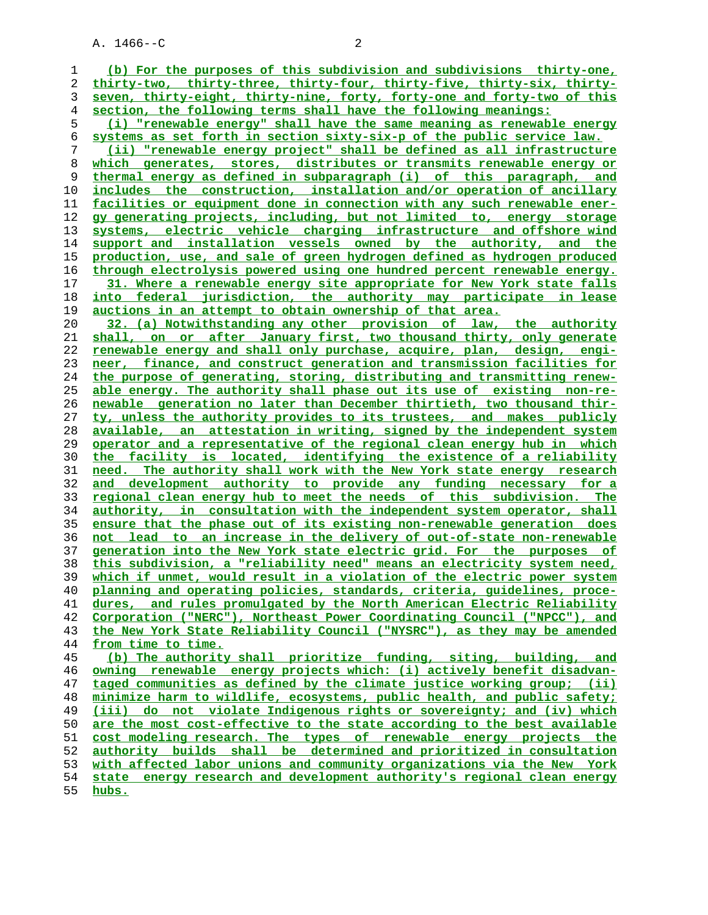(b) For the purposes of this subdivision and subdivisions thirty-one, thirty-two, thirty-three, thirty-four, thirty-five, thirty-six, thirty-seven, thirty-eight, thirty-nine, forty, forty-one and forty-two of this section, the following terms shall have the following meanings:

(i) "renewable energy" shall have the same meaning as renewable energy systems as set forth in section sixty-six-p of the public service law.

(ii) "renewable energy project" shall be defined as all infrastructure which generates, stores, distributes or transmits renewable energy or thermal energy as defined in subparagraph (i) of this paragraph, and includes the construction, installation and/or operation of ancillary facilities or equipment done in connection with any such renewable energy generating projects, including, but not limited to, energy storage systems, electric vehicle charging infrastructure and offshore wind support and installation vessels owned by the authority, and the production, use, and sale of green hydrogen defined as hydrogen produced through electrolysis powered using one hundred percent renewable energy.

31. Where a renewable energy site appropriate for New York state falls into federal jurisdiction, the authority may participate in lease auctions in an attempt to obtain ownership of that area.

32. (a) Notwithstanding any other provision of law, the authority shall, on or after January first, two thousand thirty, only generate renewable energy and shall only purchase, acquire, plan, design, engineer, finance, and construct generation and transmission facilities for the purpose of generating, storing, distributing and transmitting renewable energy. The authority shall phase out its use of existing non-renewable generation no later than December thirtieth, two thousand thirty, unless the authority provides to its trustees, and makes publicly available, an attestation in writing, signed by the independent system operator and a representative of the regional clean energy hub in which the facility is located, identifying the existence of a reliability need. The authority shall work with the New York state energy research and development authority to provide any funding necessary for a regional clean energy hub to meet the needs of this subdivision. The authority, in consultation with the independent system operator, shall ensure that the phase out of its existing non-renewable generation does not lead to an increase in the delivery of out-of-state non-renewable generation into the New York state electric grid. For the purposes of this subdivision, a "reliability need" means an electricity system need, which if unmet, would result in a violation of the electric power system planning and operating policies, standards, criteria, guidelines, procedures, and rules promulgated by the North American Electric Reliability Corporation ("NERC"), Northeast Power Coordinating Council ("NPCC"), and the New York State Reliability Council ("NYSRC"), as they may be amended from time to time.

(b) The authority shall prioritize funding, siting, building, and owning renewable energy projects which: (i) actively benefit disadvantaged communities as defined by the climate justice working group; (ii) minimize harm to wildlife, ecosystems, public health, and public safety; (iii) do not violate Indigenous rights or sovereignty; and (iv) which are the most cost-effective to the state according to the best available cost modeling research. The types of renewable energy projects the authority builds shall be determined and prioritized in consultation with affected labor unions and community organizations via the New York state energy research and development authority's regional clean energy hubs.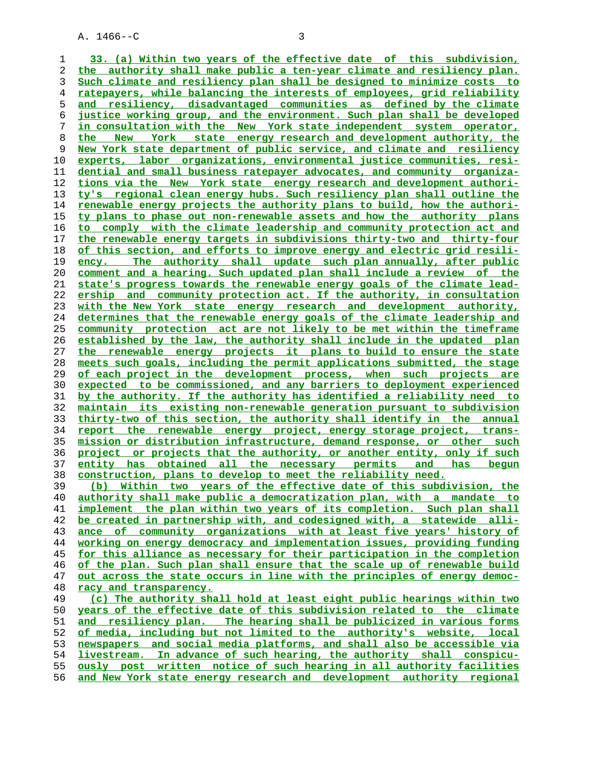33. (a) Within two years of the effective date of this subdivision, the authority shall make public a ten-year climate and resiliency plan. Such climate and resiliency plan shall be designed to minimize costs to ratepayers, while balancing the interests of employees, grid reliability and resiliency, disadvantaged communities as defined by the climate justice working group, and the environment. Such plan shall be developed in consultation with the New York state independent system operator, the New York state energy research and development authority, the New York state department of public service, and climate and resiliency experts, labor organizations, environmental justice communities, residential and small business ratepayer advocates, and community organizations via the New York state energy research and development authority's regional clean energy hubs. Such resiliency plan shall outline the renewable energy projects the authority plans to build, how the authority plans to phase out non-renewable assets and how the authority plans to comply with the climate leadership and community protection act and the renewable energy targets in subdivisions thirty-two and thirty-four of this section, and efforts to improve energy and electric grid resiliency. The authority shall update such plan annually, after public comment and a hearing. Such updated plan shall include a review of the state's progress towards the renewable energy goals of the climate leadership and community protection act. If the authority, in consultation with the New York state energy research and development authority, determines that the renewable energy goals of the climate leadership and community protection act are not likely to be met within the timeframe established by the law, the authority shall include in the updated plan the renewable energy projects it plans to build to ensure the state meets such goals, including the permit applications submitted, the stage of each project in the development process, when such projects are expected to be commissioned, and any barriers to deployment experienced by the authority. If the authority has identified a reliability need to maintain its existing non-renewable generation pursuant to subdivision thirty-two of this section, the authority shall identify in the annual report the renewable energy project, energy storage project, transmission or distribution infrastructure, demand response, or other such project or projects that the authority, or another entity, only if such entity has obtained all the necessary permits and has begun construction, plans to develop to meet the reliability need.

(b) Within two years of the effective date of this subdivision, the authority shall make public a democratization plan, with a mandate to implement the plan within two years of its completion. Such plan shall be created in partnership with, and codesigned with, a statewide alliance of community organizations with at least five years' history of working on energy democracy and implementation issues, providing funding for this alliance as necessary for their participation in the completion of the plan. Such plan shall ensure that the scale up of renewable build out across the state occurs in line with the principles of energy democracy and transparency.

(c) The authority shall hold at least eight public hearings within two years of the effective date of this subdivision related to the climate and resiliency plan. The hearing shall be publicized in various forms of media, including but not limited to the authority's website, local newspapers and social media platforms, and shall also be accessible via livestream. In advance of such hearing, the authority shall conspicuously post written notice of such hearing in all authority facilities and New York state energy research and development authority regional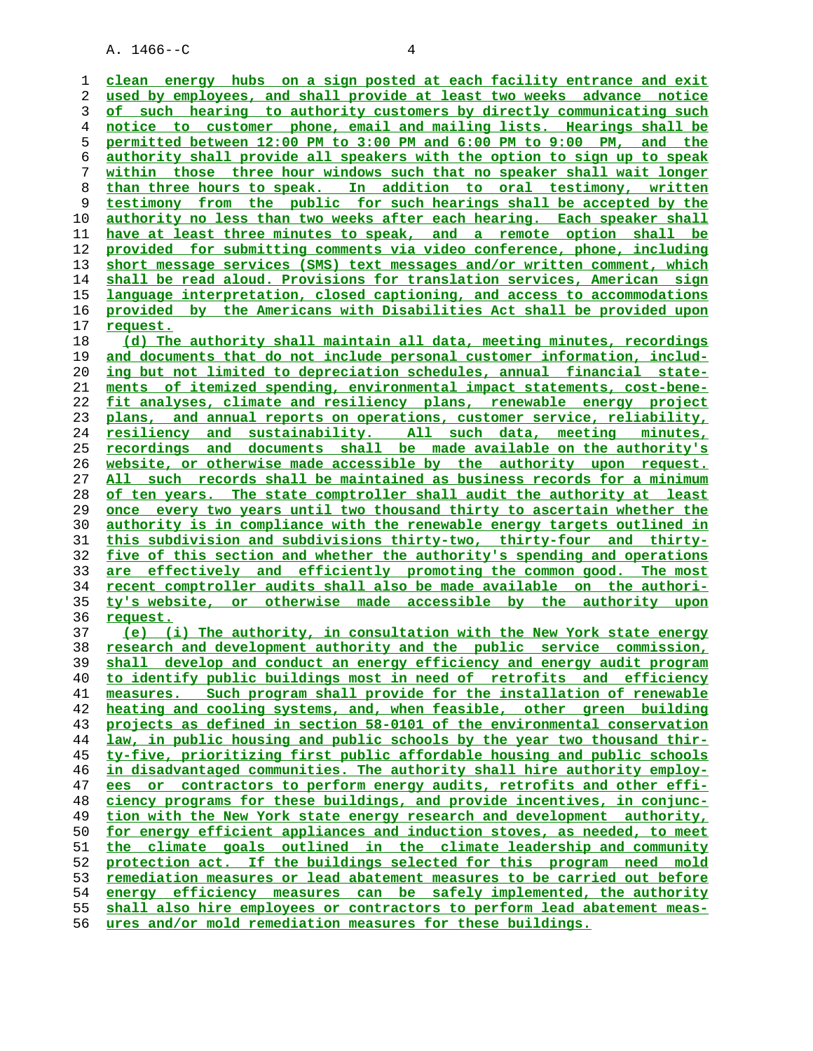clean energy hubs on a sign posted at each facility entrance and exit used by employees, and shall provide at least two weeks advance notice of such hearing to authority customers by directly communicating such notice to customer phone, email and mailing lists. Hearings shall be permitted between 12:00 PM to 3:00 PM and 6:00 PM to 9:00 PM, and the authority shall provide all speakers with the option to sign up to speak within those three hour windows such that no speaker shall wait longer than three hours to speak. In addition to oral testimony, written testimony from the public for such hearings shall be accepted by the authority no less than two weeks after each hearing. Each speaker shall have at least three minutes to speak, and a remote option shall be provided for submitting comments via video conference, phone, including short message services (SMS) text messages and/or written comment, which shall be read aloud. Provisions for translation services, American sign language interpretation, closed captioning, and access to accommodations provided by the Americans with Disabilities Act shall be provided upon request.

(d) The authority shall maintain all data, meeting minutes, recordings and documents that do not include personal customer information, including but not limited to depreciation schedules, annual financial statements of itemized spending, environmental impact statements, cost-benefit analyses, climate and resiliency plans, renewable energy project plans, and annual reports on operations, customer service, reliability, resiliency and sustainability. All such data, meeting minutes, recordings and documents shall be made available on the authority's website, or otherwise made accessible by the authority upon request. All such records shall be maintained as business records for a minimum of ten years. The state comptroller shall audit the authority at least once every two years until two thousand thirty to ascertain whether the authority is in compliance with the renewable energy targets outlined in this subdivision and subdivisions thirty-two, thirty-four and thirty-five of this section and whether the authority's spending and operations are effectively and efficiently promoting the common good. The most recent comptroller audits shall also be made available on the authority's website, or otherwise made accessible by the authority upon request.

(e) (i) The authority, in consultation with the New York state energy research and development authority and the public service commission, shall develop and conduct an energy efficiency and energy audit program to identify public buildings most in need of retrofits and efficiency measures. Such program shall provide for the installation of renewable heating and cooling systems, and, when feasible, other green building projects as defined in section 58-0101 of the environmental conservation law, in public housing and public schools by the year two thousand thirty-five, prioritizing first public affordable housing and public schools in disadvantaged communities. The authority shall hire authority employees or contractors to perform energy audits, retrofits and other efficiency programs for these buildings, and provide incentives, in conjunction with the New York state energy research and development authority, for energy efficient appliances and induction stoves, as needed, to meet the climate goals outlined in the climate leadership and community protection act. If the buildings selected for this program need mold remediation measures or lead abatement measures to be carried out before energy efficiency measures can be safely implemented, the authority shall also hire employees or contractors to perform lead abatement measures and/or mold remediation measures for these buildings.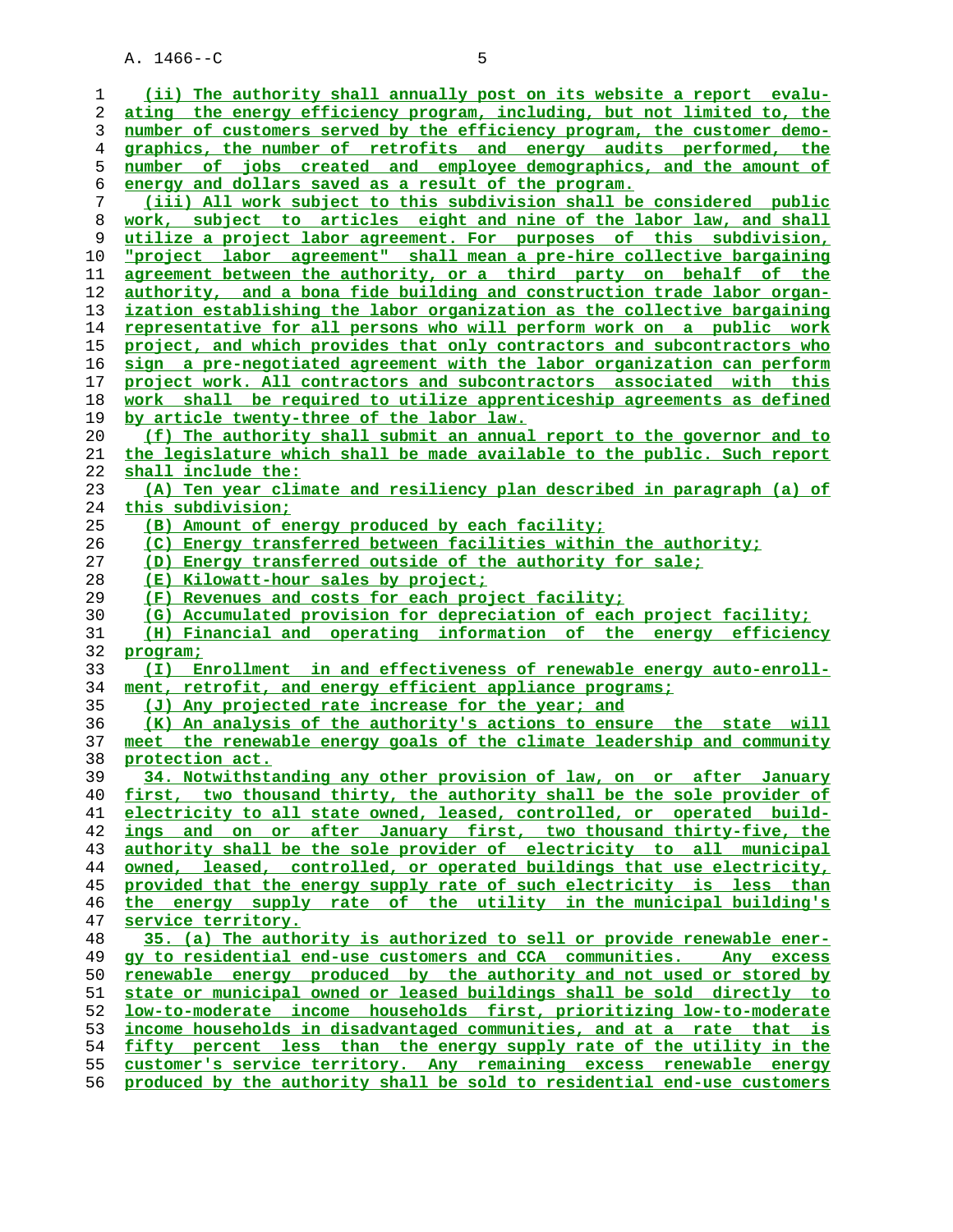(ii) The authority shall annually post on its website a report evaluating the energy efficiency program, including, but not limited to, the number of customers served by the efficiency program, the customer demographics, the number of retrofits and energy audits performed, the number of jobs created and employee demographics, and the amount of energy and dollars saved as a result of the program.

(iii) All work subject to this subdivision shall be considered public work, subject to articles eight and nine of the labor law, and shall utilize a project labor agreement. For purposes of this subdivision, "project labor agreement" shall mean a pre-hire collective bargaining agreement between the authority, or a third party on behalf of the authority, and a bona fide building and construction trade labor organization establishing the labor organization as the collective bargaining representative for all persons who will perform work on a public work project, and which provides that only contractors and subcontractors who sign a pre-negotiated agreement with the labor organization can perform project work. All contractors and subcontractors associated with this work shall be required to utilize apprenticeship agreements as defined by article twenty-three of the labor law.

(f) The authority shall submit an annual report to the governor and to the legislature which shall be made available to the public. Such report shall include the:

(A) Ten year climate and resiliency plan described in paragraph (a) of this subdivision;

(B) Amount of energy produced by each facility;

(C) Energy transferred between facilities within the authority;

(D) Energy transferred outside of the authority for sale;

(E) Kilowatt-hour sales by project;

(F) Revenues and costs for each project facility;

(G) Accumulated provision for depreciation of each project facility;

(H) Financial and operating information of the energy efficiency program;

(I) Enrollment in and effectiveness of renewable energy auto-enrollment, retrofit, and energy efficient appliance programs;

(J) Any projected rate increase for the year; and

(K) An analysis of the authority's actions to ensure the state will meet the renewable energy goals of the climate leadership and community protection act.

34. Notwithstanding any other provision of law, on or after January first, two thousand thirty, the authority shall be the sole provider of electricity to all state owned, leased, controlled, or operated buildings and on or after January first, two thousand thirty-five, the authority shall be the sole provider of electricity to all municipal owned, leased, controlled, or operated buildings that use electricity, provided that the energy supply rate of such electricity is less than the energy supply rate of the utility in the municipal building's service territory.

35. (a) The authority is authorized to sell or provide renewable energy to residential end-use customers and CCA communities. Any excess renewable energy produced by the authority and not used or stored by state or municipal owned or leased buildings shall be sold directly to low-to-moderate income households first, prioritizing low-to-moderate income households in disadvantaged communities, and at a rate that is fifty percent less than the energy supply rate of the utility in the customer's service territory. Any remaining excess renewable energy produced by the authority shall be sold to residential end-use customers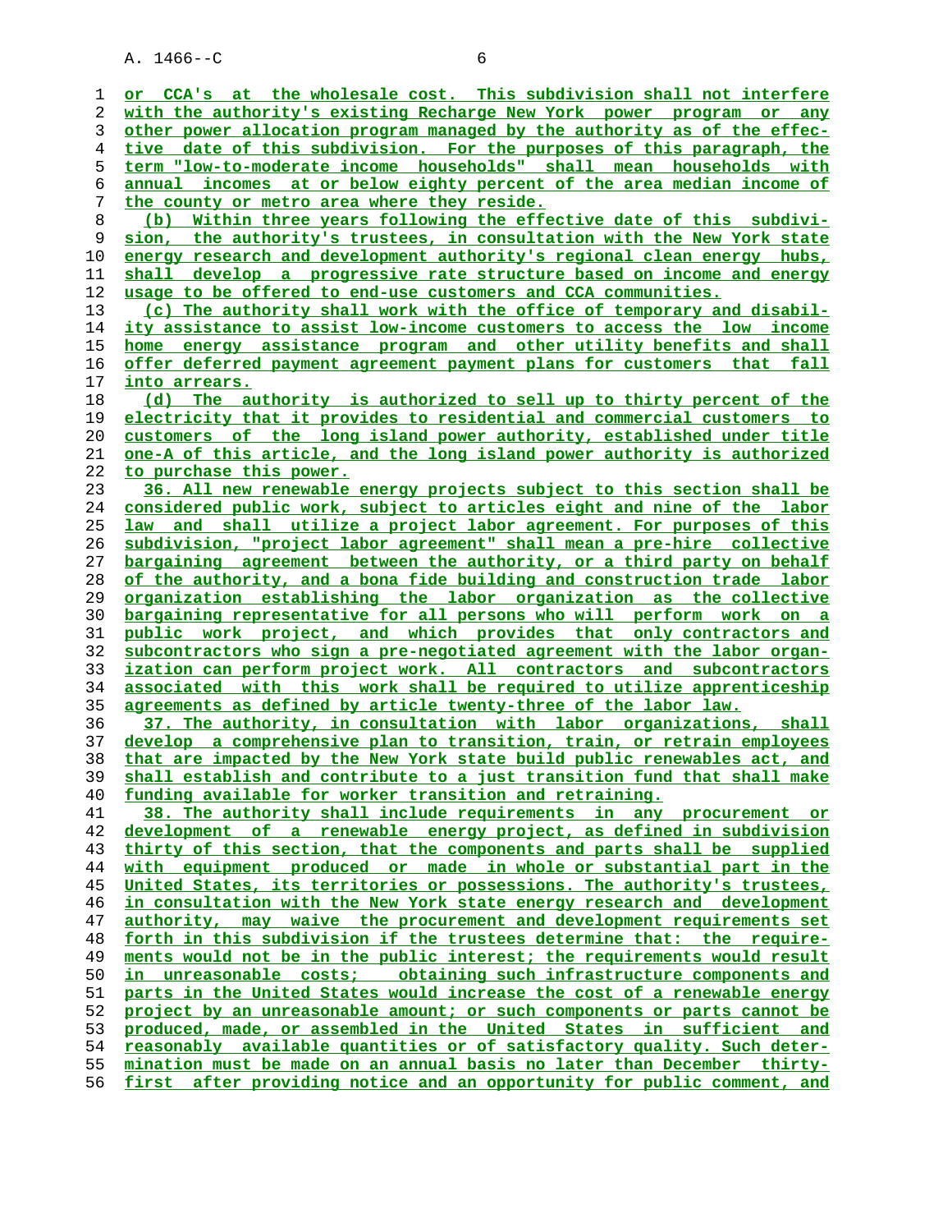or CCA's at the wholesale cost. This subdivision shall not interfere with the authority's existing Recharge New York power program or any other power allocation program managed by the authority as of the effective date of this subdivision. For the purposes of this paragraph, the term "low-to-moderate income households" shall mean households with annual incomes at or below eighty percent of the area median income of the county or metro area where they reside.

(b) Within three years following the effective date of this subdivision, the authority's trustees, in consultation with the New York state energy research and development authority's regional clean energy hubs, shall develop a progressive rate structure based on income and energy usage to be offered to end-use customers and CCA communities.

(c) The authority shall work with the office of temporary and disability assistance to assist low-income customers to access the low income home energy assistance program and other utility benefits and shall offer deferred payment agreement payment plans for customers that fall into arrears.

(d) The authority is authorized to sell up to thirty percent of the electricity that it provides to residential and commercial customers to customers of the long island power authority, established under title one-A of this article, and the long island power authority is authorized to purchase this power.

36. All new renewable energy projects subject to this section shall be considered public work, subject to articles eight and nine of the labor law and shall utilize a project labor agreement. For purposes of this subdivision, "project labor agreement" shall mean a pre-hire collective bargaining agreement between the authority, or a third party on behalf of the authority, and a bona fide building and construction trade labor organization establishing the labor organization as the collective bargaining representative for all persons who will perform work on a public work project, and which provides that only contractors and subcontractors who sign a pre-negotiated agreement with the labor organization can perform project work. All contractors and subcontractors associated with this work shall be required to utilize apprenticeship agreements as defined by article twenty-three of the labor law.

37. The authority, in consultation with labor organizations, shall develop a comprehensive plan to transition, train, or retrain employees that are impacted by the New York state build public renewables act, and shall establish and contribute to a just transition fund that shall make funding available for worker transition and retraining.

38. The authority shall include requirements in any procurement or development of a renewable energy project, as defined in subdivision thirty of this section, that the components and parts shall be supplied with equipment produced or made in whole or substantial part in the United States, its territories or possessions. The authority's trustees, in consultation with the New York state energy research and development authority, may waive the procurement and development requirements set forth in this subdivision if the trustees determine that: the requirements would not be in the public interest; the requirements would result in unreasonable costs; obtaining such infrastructure components and parts in the United States would increase the cost of a renewable energy project by an unreasonable amount; or such components or parts cannot be produced, made, or assembled in the United States in sufficient and reasonably available quantities or of satisfactory quality. Such determination must be made on an annual basis no later than December thirty-first after providing notice and an opportunity for public comment, and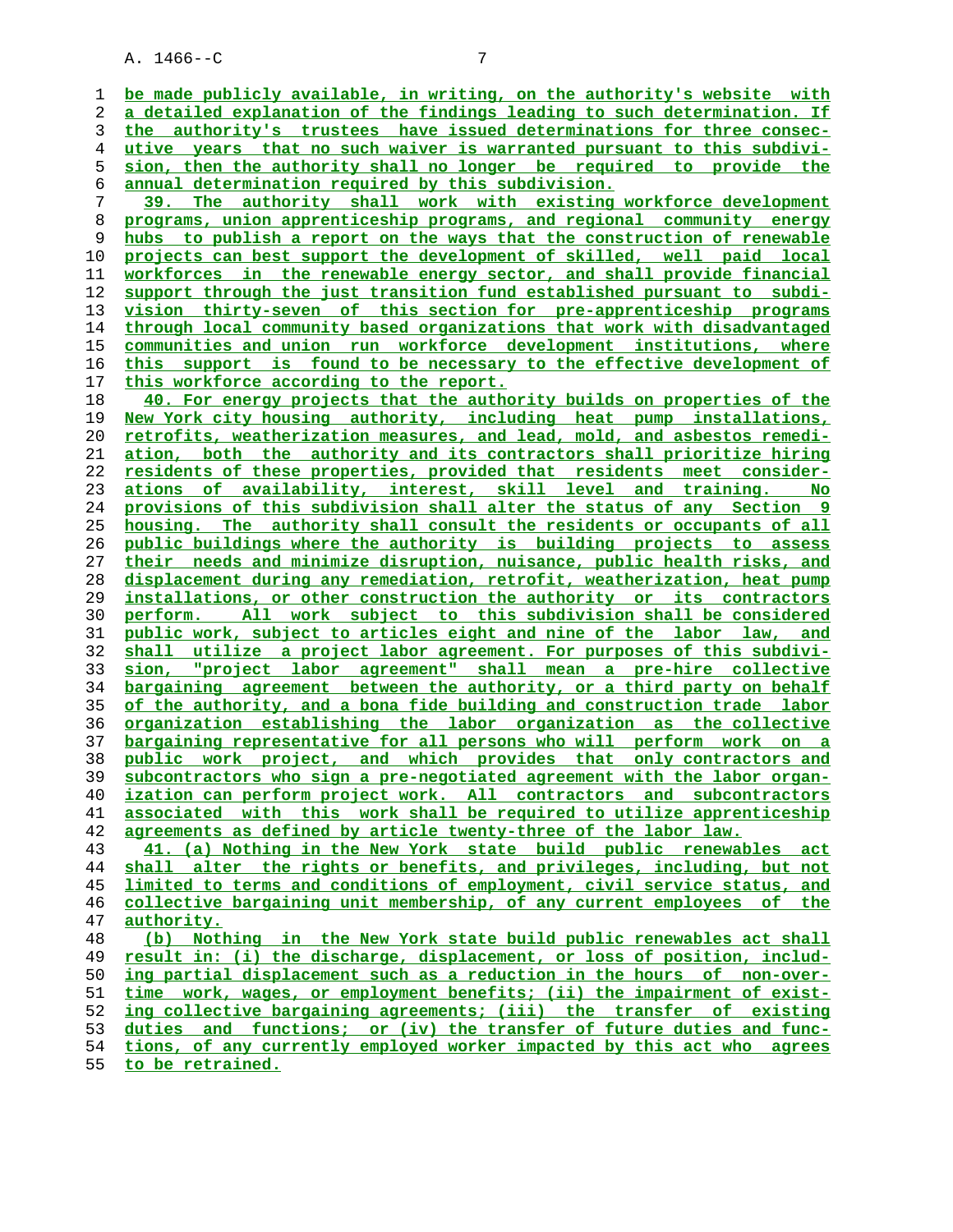be made publicly available, in writing, on the authority's website with a detailed explanation of the findings leading to such determination. If the authority's trustees have issued determinations for three consecutive years that no such waiver is warranted pursuant to this subdivision, then the authority shall no longer be required to provide the annual determination required by this subdivision.

39. The authority shall work with existing workforce development programs, union apprenticeship programs, and regional community energy hubs to publish a report on the ways that the construction of renewable projects can best support the development of skilled, well paid local workforces in the renewable energy sector, and shall provide financial support through the just transition fund established pursuant to subdivision thirty-seven of this section for pre-apprenticeship programs through local community based organizations that work with disadvantaged communities and union run workforce development institutions, where this support is found to be necessary to the effective development of this workforce according to the report.

40. For energy projects that the authority builds on properties of the New York city housing authority, including heat pump installations, retrofits, weatherization measures, and lead, mold, and asbestos remediation, both the authority and its contractors shall prioritize hiring residents of these properties, provided that residents meet considerations of availability, interest, skill level and training. No provisions of this subdivision shall alter the status of any Section 9 housing. The authority shall consult the residents or occupants of all public buildings where the authority is building projects to assess their needs and minimize disruption, nuisance, public health risks, and displacement during any remediation, retrofit, weatherization, heat pump installations, or other construction the authority or its contractors perform. All work subject to this subdivision shall be considered public work, subject to articles eight and nine of the labor law, and shall utilize a project labor agreement. For purposes of this subdivision, "project labor agreement" shall mean a pre-hire collective bargaining agreement between the authority, or a third party on behalf of the authority, and a bona fide building and construction trade labor organization establishing the labor organization as the collective bargaining representative for all persons who will perform work on a public work project, and which provides that only contractors and subcontractors who sign a pre-negotiated agreement with the labor organization can perform project work. All contractors and subcontractors associated with this work shall be required to utilize apprenticeship agreements as defined by article twenty-three of the labor law.

41. (a) Nothing in the New York state build public renewables act shall alter the rights or benefits, and privileges, including, but not limited to terms and conditions of employment, civil service status, and collective bargaining unit membership, of any current employees of the authority.

(b) Nothing in the New York state build public renewables act shall result in: (i) the discharge, displacement, or loss of position, including partial displacement such as a reduction in the hours of non-overtime work, wages, or employment benefits; (ii) the impairment of existing collective bargaining agreements; (iii) the transfer of existing duties and functions; or (iv) the transfer of future duties and functions, of any currently employed worker impacted by this act who agrees to be retrained.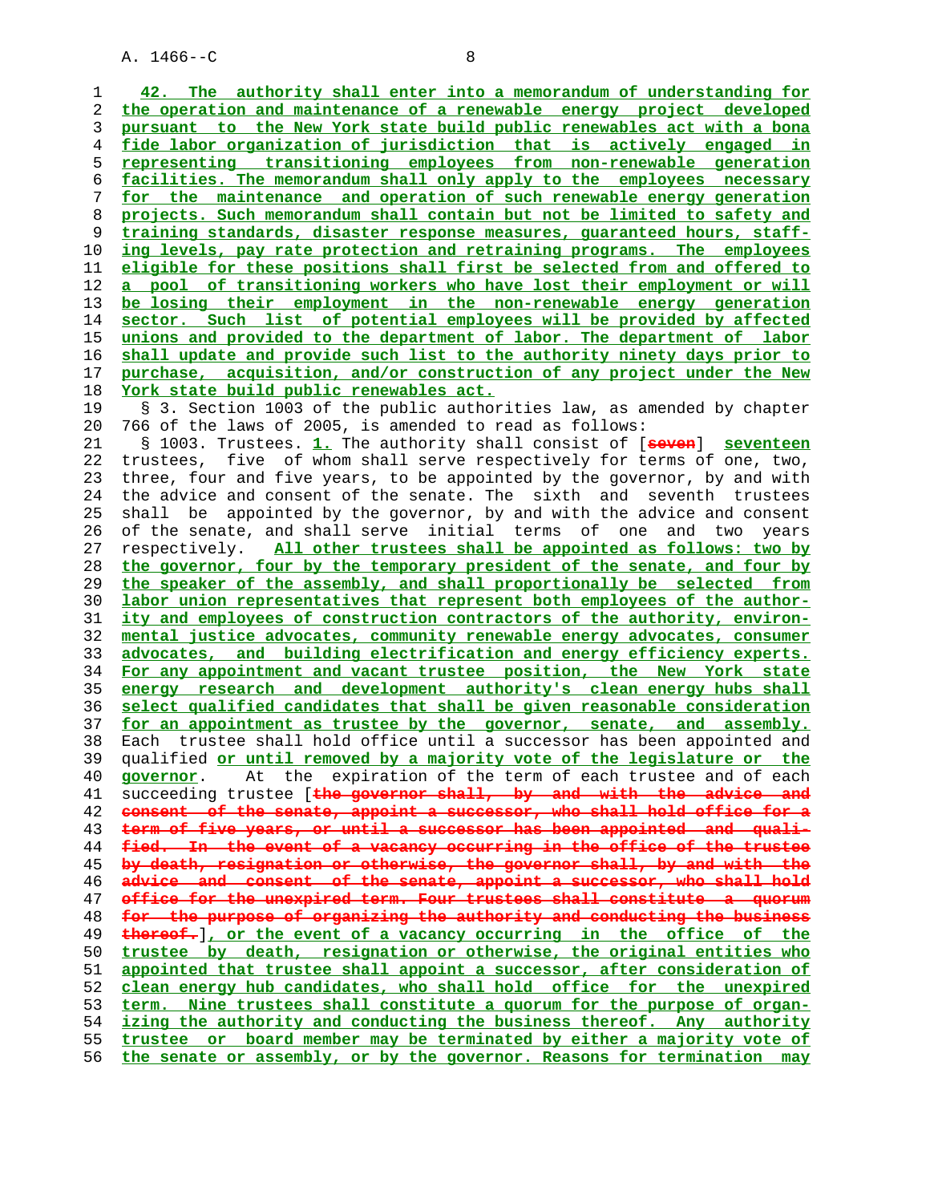42. The authority shall enter into a memorandum of understanding for the operation and maintenance of a renewable energy project developed pursuant to the New York state build public renewables act with a bona fide labor organization of jurisdiction that is actively engaged in representing transitioning employees from non-renewable generation facilities. The memorandum shall only apply to the employees necessary for the maintenance and operation of such renewable energy generation projects. Such memorandum shall contain but not be limited to safety and training standards, disaster response measures, guaranteed hours, staffing levels, pay rate protection and retraining programs. The employees eligible for these positions shall first be selected from and offered to a pool of transitioning workers who have lost their employment or will be losing their employment in the non-renewable energy generation sector. Such list of potential employees will be provided by affected unions and provided to the department of labor. The department of labor shall update and provide such list to the authority ninety days prior to purchase, acquisition, and/or construction of any project under the New York state build public renewables act.

§ 3. Section 1003 of the public authorities law, as amended by chapter 766 of the laws of 2005, is amended to read as follows:

§ 1003. Trustees. 1. The authority shall consist of [~~seven~~] seventeen trustees, five of whom shall serve respectively for terms of one, two, three, four and five years, to be appointed by the governor, by and with the advice and consent of the senate. The sixth and seventh trustees shall be appointed by the governor, by and with the advice and consent of the senate, and shall serve initial terms of one and two years respectively. All other trustees shall be appointed as follows: two by the governor, four by the temporary president of the senate, and four by the speaker of the assembly, and shall proportionally be selected from labor union representatives that represent both employees of the authority and employees of construction contractors of the authority, environmental justice advocates, community renewable energy advocates, consumer advocates, and building electrification and energy efficiency experts. For any appointment and vacant trustee position, the New York state energy research and development authority's clean energy hubs shall select qualified candidates that shall be given reasonable consideration for an appointment as trustee by the governor, senate, and assembly. Each trustee shall hold office until a successor has been appointed and qualified or until removed by a majority vote of the legislature or the governor. At the expiration of the term of each trustee and of each succeeding trustee [~~the governor shall, by and with the advice and consent of the senate, appoint a successor, who shall hold office for a term of five years, or until a successor has been appointed and qualified. In the event of a vacancy occurring in the office of the trustee by death, resignation or otherwise, the governor shall, by and with the advice and consent of the senate, appoint a successor, who shall hold office for the unexpired term. Four trustees shall constitute a quorum for the purpose of organizing the authority and conducting the business thereof.~~], or the event of a vacancy occurring in the office of the trustee by death, resignation or otherwise, the original entities who appointed that trustee shall appoint a successor, after consideration of clean energy hub candidates, who shall hold office for the unexpired term. Nine trustees shall constitute a quorum for the purpose of organizing the authority and conducting the business thereof. Any authority trustee or board member may be terminated by either a majority vote of the senate or assembly, or by the governor. Reasons for termination may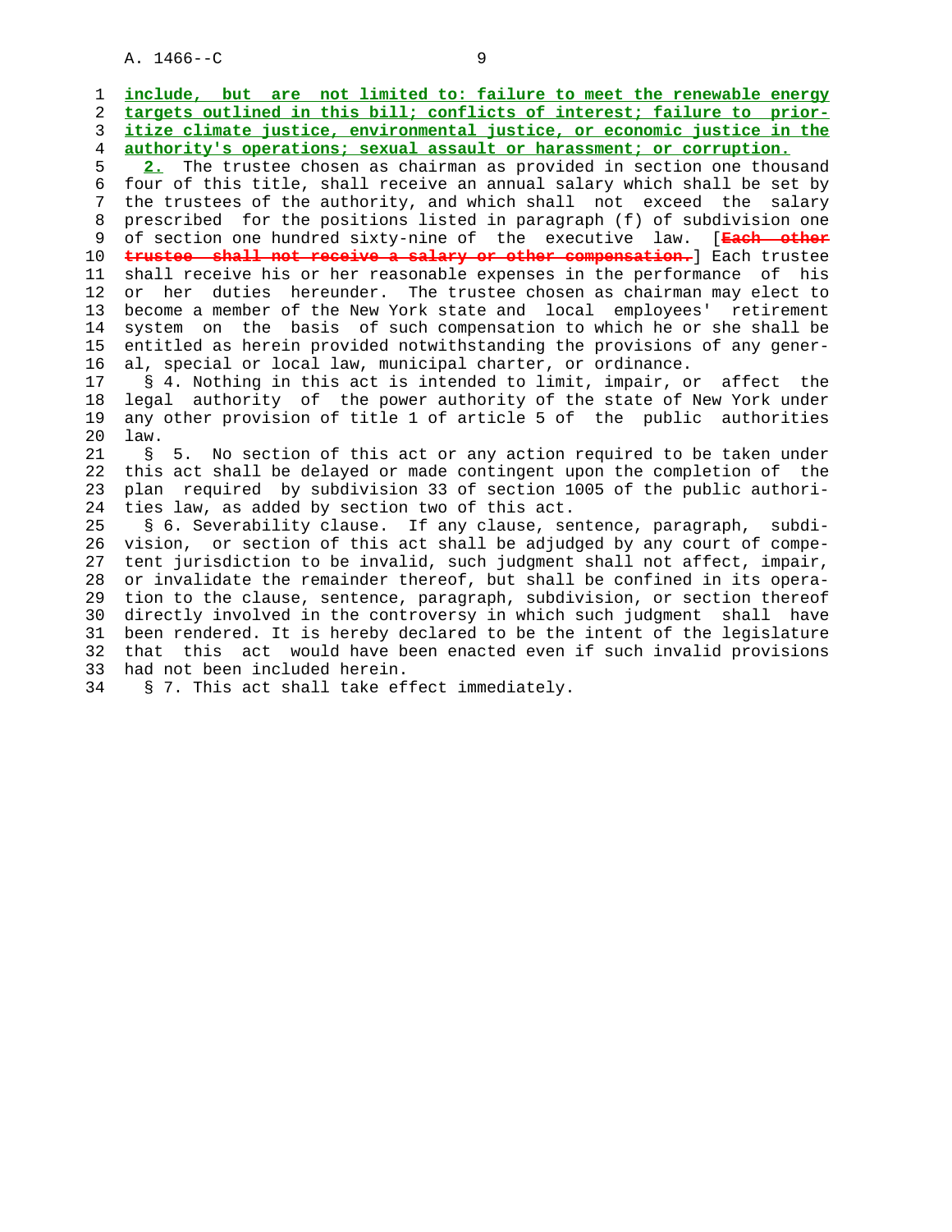**include, but are not limited to: failure to meet the renewable energy targets outlined in this bill; conflicts of interest; failure to prioritize climate justice, environmental justice, or economic justice in the authority's operations; sexual assault or harassment; or corruption.**

**2.** The trustee chosen as chairman as provided in section one thousand four of this title, shall receive an annual salary which shall be set by the trustees of the authority, and which shall not exceed the salary prescribed for the positions listed in paragraph (f) of subdivision one of section one hundred sixty-nine of the executive law. [~~Each other trustee shall not receive a salary or other compensation.~~] Each trustee shall receive his or her reasonable expenses in the performance of his or her duties hereunder. The trustee chosen as chairman may elect to become a member of the New York state and local employees' retirement system on the basis of such compensation to which he or she shall be entitled as herein provided notwithstanding the provisions of any general, special or local law, municipal charter, or ordinance.

§ 4. Nothing in this act is intended to limit, impair, or affect the legal authority of the power authority of the state of New York under any other provision of title 1 of article 5 of the public authorities law.

§ 5. No section of this act or any action required to be taken under this act shall be delayed or made contingent upon the completion of the plan required by subdivision 33 of section 1005 of the public authorities law, as added by section two of this act.

§ 6. Severability clause. If any clause, sentence, paragraph, subdivision, or section of this act shall be adjudged by any court of competent jurisdiction to be invalid, such judgment shall not affect, impair, or invalidate the remainder thereof, but shall be confined in its operation to the clause, sentence, paragraph, subdivision, or section thereof directly involved in the controversy in which such judgment shall have been rendered. It is hereby declared to be the intent of the legislature that this act would have been enacted even if such invalid provisions had not been included herein.

§ 7. This act shall take effect immediately.